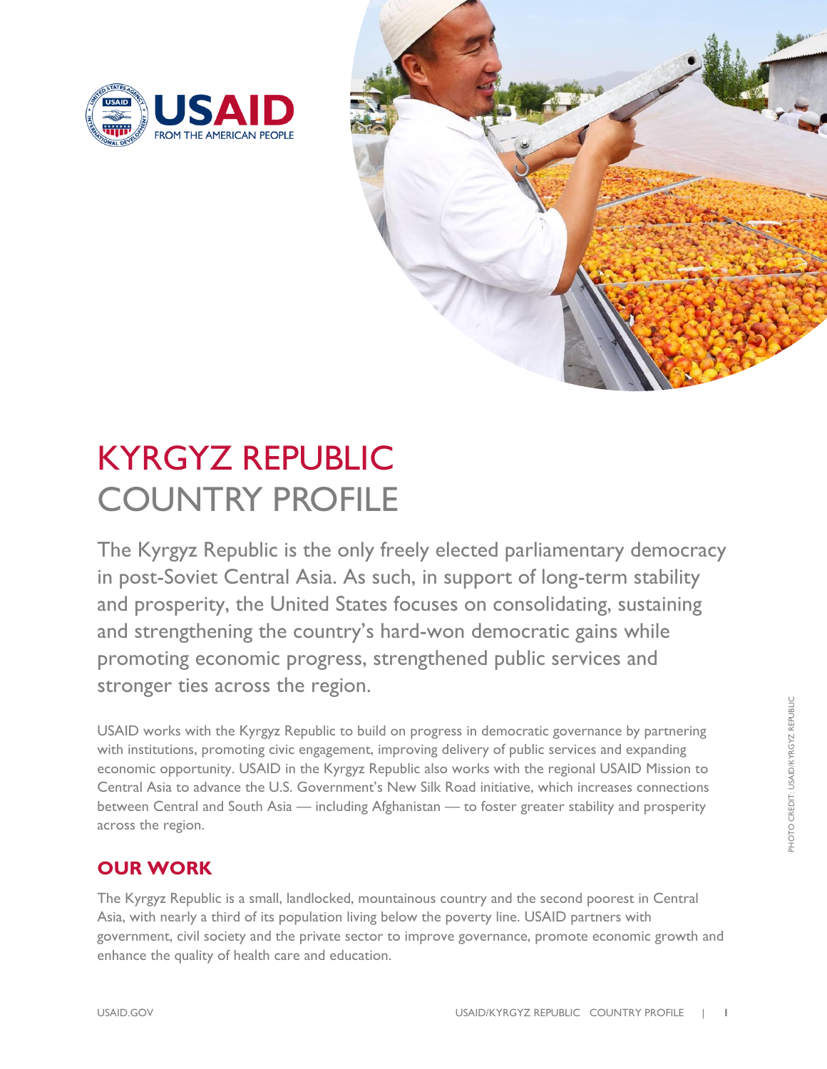# KYRGYZ REPUBLIC COUNTRY PROFILE

The Kyrgyz Republic is the only freely elected parliamentary democracy in post-Soviet Central Asia. As such, in support of long-term stability and prosperity, the United States focuses on consolidating, sustaining and strengthening the country's hard-won democratic gains while promoting economic progress, strengthened public services and stronger ties across the region.

USAID works with the Kyrgyz Republic to build on progress in democratic governance by partnering with institutions, promoting civic engagement, improving delivery of public services and expanding economic opportunity. USAID in the Kyrgyz Republic also works with the regional USAID Mission to Central Asia to advance the U.S. Government's New Silk Road initiative, which increases connections between Central and South Asia — including Afghanistan — to foster greater stability and prosperity across the region.

## OUR WORK

The Kyrgyz Republic is a small, landlocked, mountainous country and the second poorest in Central Asia, with nearly a third of its population living below the poverty line. USAID partners with government, civil society and the private sector to improve governance, promote economic growth and enhance the quality of health care and education.

PHOTO CREDIT: USAID/KYRGYZ REPUBLIC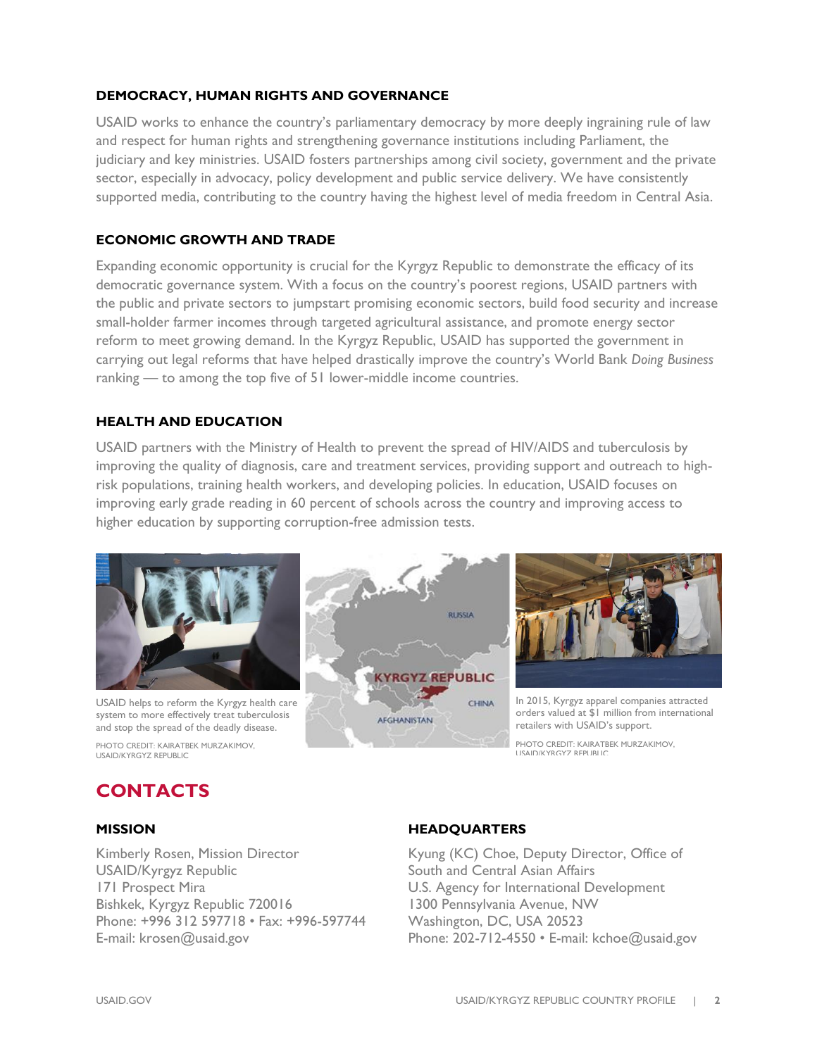### DEMOCRACY, HUMAN RIGHTS AND GOVERNANCE

USAID works to enhance the country's parliamentary democracy by more deeply ingraining rule of law and respect for human rights and strengthening governance institutions including Parliament, the judiciary and key ministries. USAID fosters partnerships among civil society, government and the private sector, especially in advocacy, policy development and public service delivery. We have consistently supported media, contributing to the country having the highest level of media freedom in Central Asia.

### ECONOMIC GROWTH AND TRADE

Expanding economic opportunity is crucial for the Kyrgyz Republic to demonstrate the efficacy of its democratic governance system. With a focus on the country's poorest regions, USAID partners with the public and private sectors to jumpstart promising economic sectors, build food security and increase small-holder farmer incomes through targeted agricultural assistance, and promote energy sector reform to meet growing demand. In the Kyrgyz Republic, USAID has supported the government in carrying out legal reforms that have helped drastically improve the country's World Bank *Doing Business* ranking — to among the top five of 51 lower-middle income countries.

### HEALTH AND EDUCATION

USAID partners with the Ministry of Health to prevent the spread of HIV/AIDS and tuberculosis by improving the quality of diagnosis, care and treatment services, providing support and outreach to high-risk populations, training health workers, and developing policies. In education, USAID focuses on improving early grade reading in 60 percent of schools across the country and improving access to higher education by supporting corruption-free admission tests.

USAID helps to reform the Kyrgyz health care system to more effectively treat tuberculosis and stop the spread of the deadly disease.

PHOTO CREDIT: KAIRATBEK MURZAKIMOV, USAID/KYRGYZ REPUBLIC

RUSSIA

KYRGYZ REPUBLIC

CHINA

AFGHANISTAN

In 2015, Kyrgyz apparel companies attracted orders valued at $1 million from international retailers with USAID's support.

PHOTO CREDIT: KAIRATBEK MURZAKIMOV, USAID/KYRGYZ REPUBLIC

## CONTACTS

### MISSION

Kimberly Rosen, Mission Director
USAID/Kyrgyz Republic
171 Prospect Mira
Bishkek, Kyrgyz Republic 720016
Phone: +996 312 597718 • Fax: +996-597744
E-mail: krosen@usaid.gov

### HEADQUARTERS

Kyung (KC) Choe, Deputy Director, Office of South and Central Asian Affairs
U.S. Agency for International Development
1300 Pennsylvania Avenue, NW
Washington, DC, USA 20523
Phone: 202-712-4550 • E-mail: kchoe@usaid.gov